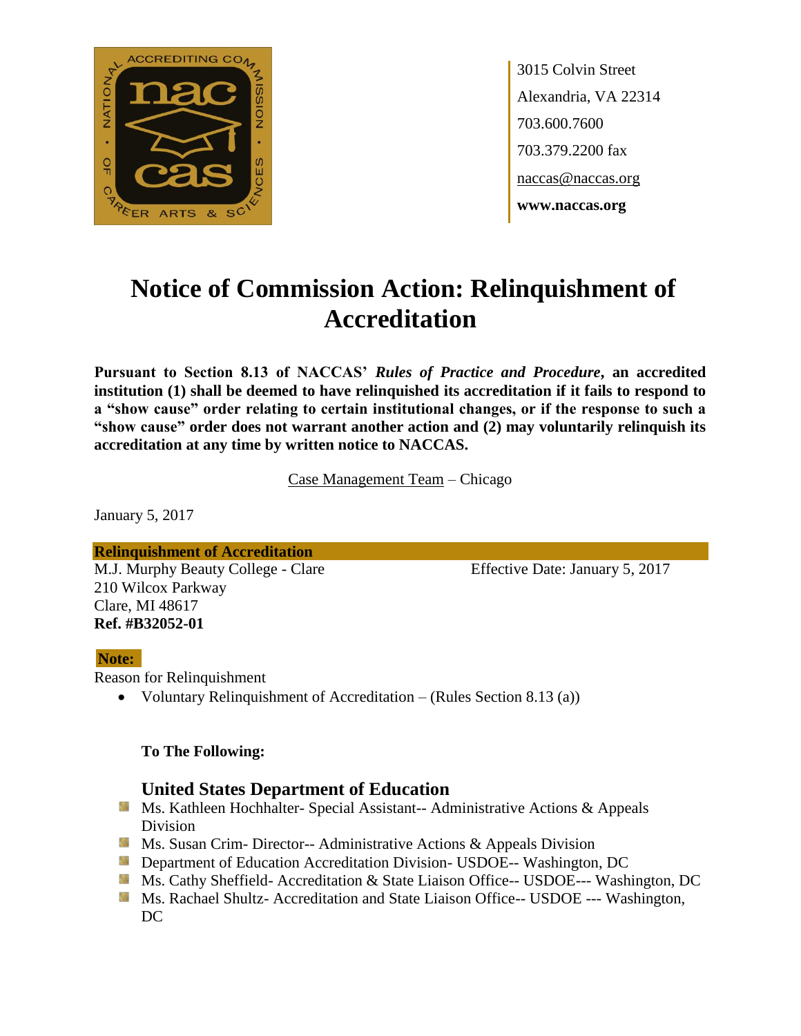3015 Colvin Street
Alexandria, VA 22314
703.600.7600
703.379.2200 fax
naccas@naccas.org
**www.naccas.org**

# Notice of Commission Action: Relinquishment of Accreditation

**Pursuant to Section 8.13 of NACCAS' *Rules of Practice and Procedure*, an accredited institution (1) shall be deemed to have relinquished its accreditation if it fails to respond to a "show cause" order relating to certain institutional changes, or if the response to such a "show cause" order does not warrant another action and (2) may voluntarily relinquish its accreditation at any time by written notice to NACCAS.**

Case Management Team – Chicago

January 5, 2017

**Relinquishment of Accreditation**

M.J. Murphy Beauty College - Clare
210 Wilcox Parkway
Clare, MI 48617
**Ref. #B32052-01**

Effective Date: January 5, 2017

**Note:**

Reason for Relinquishment

- Voluntary Relinquishment of Accreditation – (Rules Section 8.13 (a))

**To The Following:**

### United States Department of Education

- Ms. Kathleen Hochhalter- Special Assistant-- Administrative Actions & Appeals Division
- Ms. Susan Crim- Director-- Administrative Actions & Appeals Division
- Department of Education Accreditation Division- USDOE-- Washington, DC
- Ms. Cathy Sheffield- Accreditation & State Liaison Office-- USDOE--- Washington, DC
- Ms. Rachael Shultz- Accreditation and State Liaison Office-- USDOE --- Washington, DC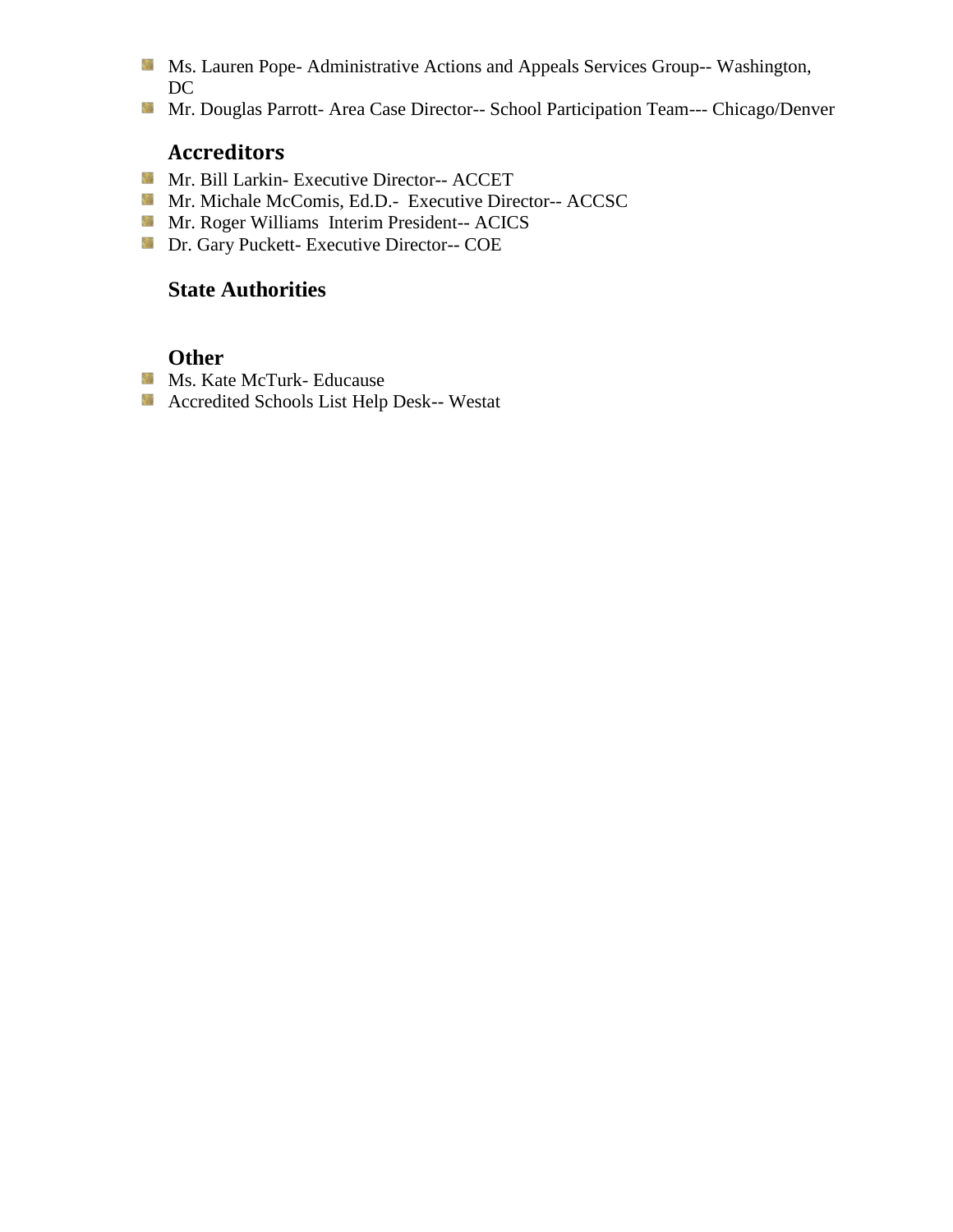- Ms. Lauren Pope- Administrative Actions and Appeals Services Group-- Washington, DC
- Mr. Douglas Parrott- Area Case Director-- School Participation Team--- Chicago/Denver

## Accreditors

- Mr. Bill Larkin- Executive Director-- ACCET
- Mr. Michale McComis, Ed.D.- Executive Director-- ACCSC
- Mr. Roger Williams Interim President-- ACICS
- Dr. Gary Puckett- Executive Director-- COE

## State Authorities

## Other

- Ms. Kate McTurk- Educause
- Accredited Schools List Help Desk-- Westat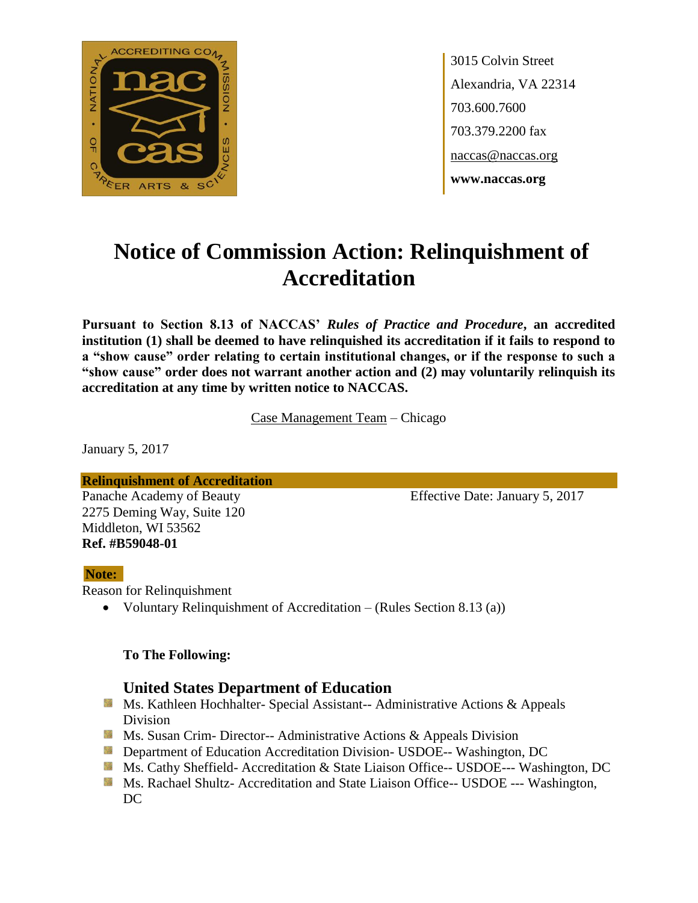3015 Colvin Street
Alexandria, VA 22314
703.600.7600
703.379.2200 fax
naccas@naccas.org
**www.naccas.org**

# Notice of Commission Action: Relinquishment of Accreditation

**Pursuant to Section 8.13 of NACCAS' *Rules of Practice and Procedure*, an accredited institution (1) shall be deemed to have relinquished its accreditation if it fails to respond to a "show cause" order relating to certain institutional changes, or if the response to such a "show cause" order does not warrant another action and (2) may voluntarily relinquish its accreditation at any time by written notice to NACCAS.**

Case Management Team – Chicago

January 5, 2017

**Relinquishment of Accreditation**

Panache Academy of Beauty
2275 Deming Way, Suite 120
Middleton, WI 53562
**Ref. #B59048-01**

Effective Date: January 5, 2017

**Note:**

Reason for Relinquishment

- Voluntary Relinquishment of Accreditation – (Rules Section 8.13 (a))

**To The Following:**

### United States Department of Education

- Ms. Kathleen Hochhalter- Special Assistant-- Administrative Actions & Appeals Division
- Ms. Susan Crim- Director-- Administrative Actions & Appeals Division
- Department of Education Accreditation Division- USDOE-- Washington, DC
- Ms. Cathy Sheffield- Accreditation & State Liaison Office-- USDOE--- Washington, DC
- Ms. Rachael Shultz- Accreditation and State Liaison Office-- USDOE --- Washington, DC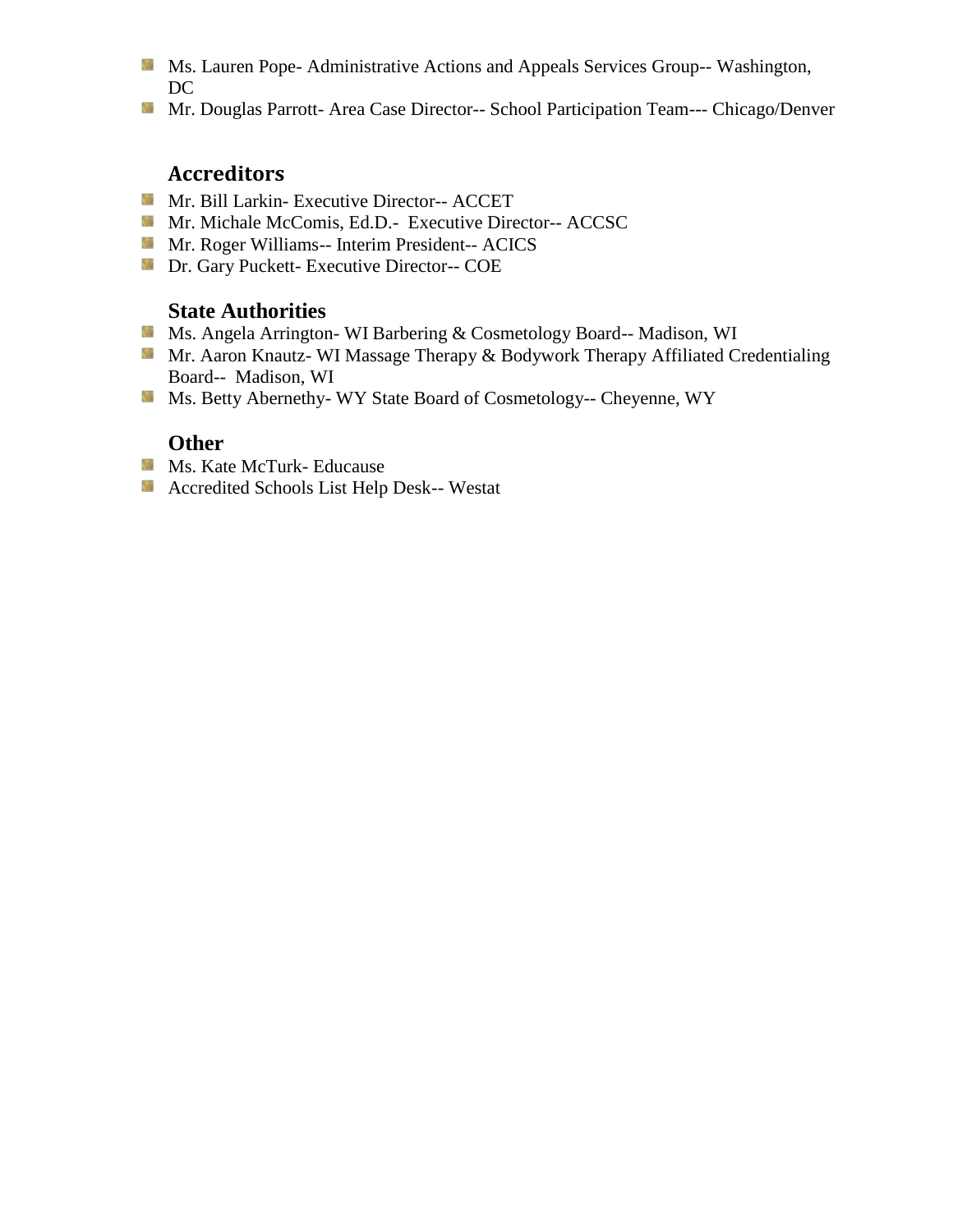- Ms. Lauren Pope- Administrative Actions and Appeals Services Group-- Washington, DC
- Mr. Douglas Parrott- Area Case Director-- School Participation Team--- Chicago/Denver

### Accreditors

- Mr. Bill Larkin- Executive Director-- ACCET
- Mr. Michale McComis, Ed.D.- Executive Director-- ACCSC
- Mr. Roger Williams-- Interim President-- ACICS
- Dr. Gary Puckett- Executive Director-- COE

### State Authorities

- Ms. Angela Arrington- WI Barbering & Cosmetology Board-- Madison, WI
- Mr. Aaron Knautz- WI Massage Therapy & Bodywork Therapy Affiliated Credentialing Board-- Madison, WI
- Ms. Betty Abernethy- WY State Board of Cosmetology-- Cheyenne, WY

### Other

- Ms. Kate McTurk- Educause
- Accredited Schools List Help Desk-- Westat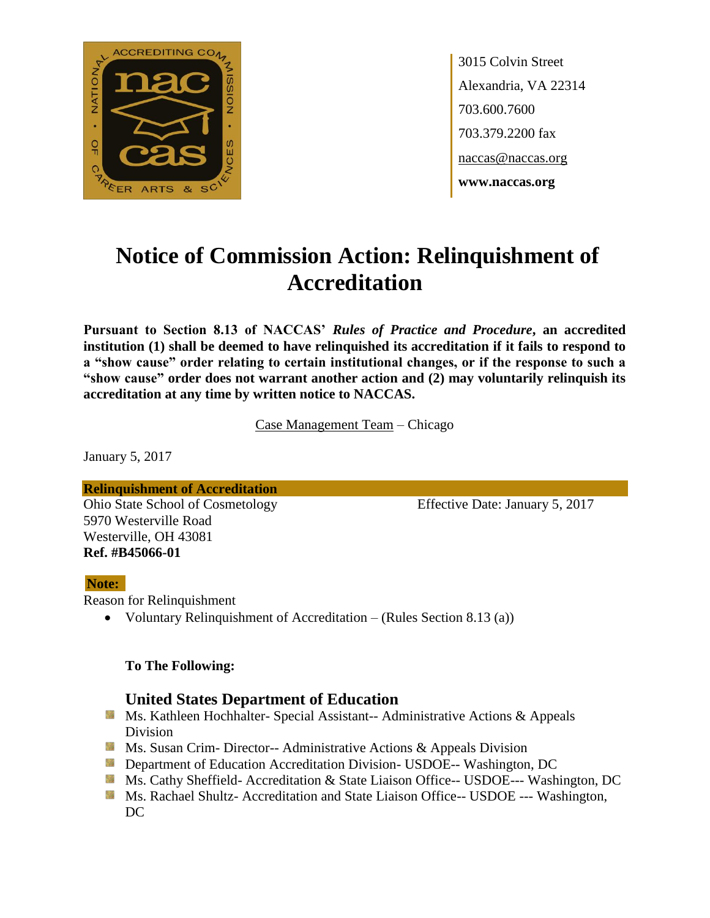3015 Colvin Street
Alexandria, VA 22314
703.600.7600
703.379.2200 fax
naccas@naccas.org
**www.naccas.org**

# Notice of Commission Action: Relinquishment of Accreditation

**Pursuant to Section 8.13 of NACCAS' *Rules of Practice and Procedure*, an accredited institution (1) shall be deemed to have relinquished its accreditation if it fails to respond to a "show cause" order relating to certain institutional changes, or if the response to such a "show cause" order does not warrant another action and (2) may voluntarily relinquish its accreditation at any time by written notice to NACCAS.**

Case Management Team – Chicago

January 5, 2017

**Relinquishment of Accreditation**

Ohio State School of Cosmetology
5970 Westerville Road
Westerville, OH 43081
**Ref. #B45066-01**

Effective Date: January 5, 2017

**Note:**

Reason for Relinquishment

- Voluntary Relinquishment of Accreditation – (Rules Section 8.13 (a))

**To The Following:**

### United States Department of Education

- Ms. Kathleen Hochhalter- Special Assistant-- Administrative Actions & Appeals Division
- Ms. Susan Crim- Director-- Administrative Actions & Appeals Division
- Department of Education Accreditation Division- USDOE-- Washington, DC
- Ms. Cathy Sheffield- Accreditation & State Liaison Office-- USDOE--- Washington, DC
- Ms. Rachael Shultz- Accreditation and State Liaison Office-- USDOE --- Washington, DC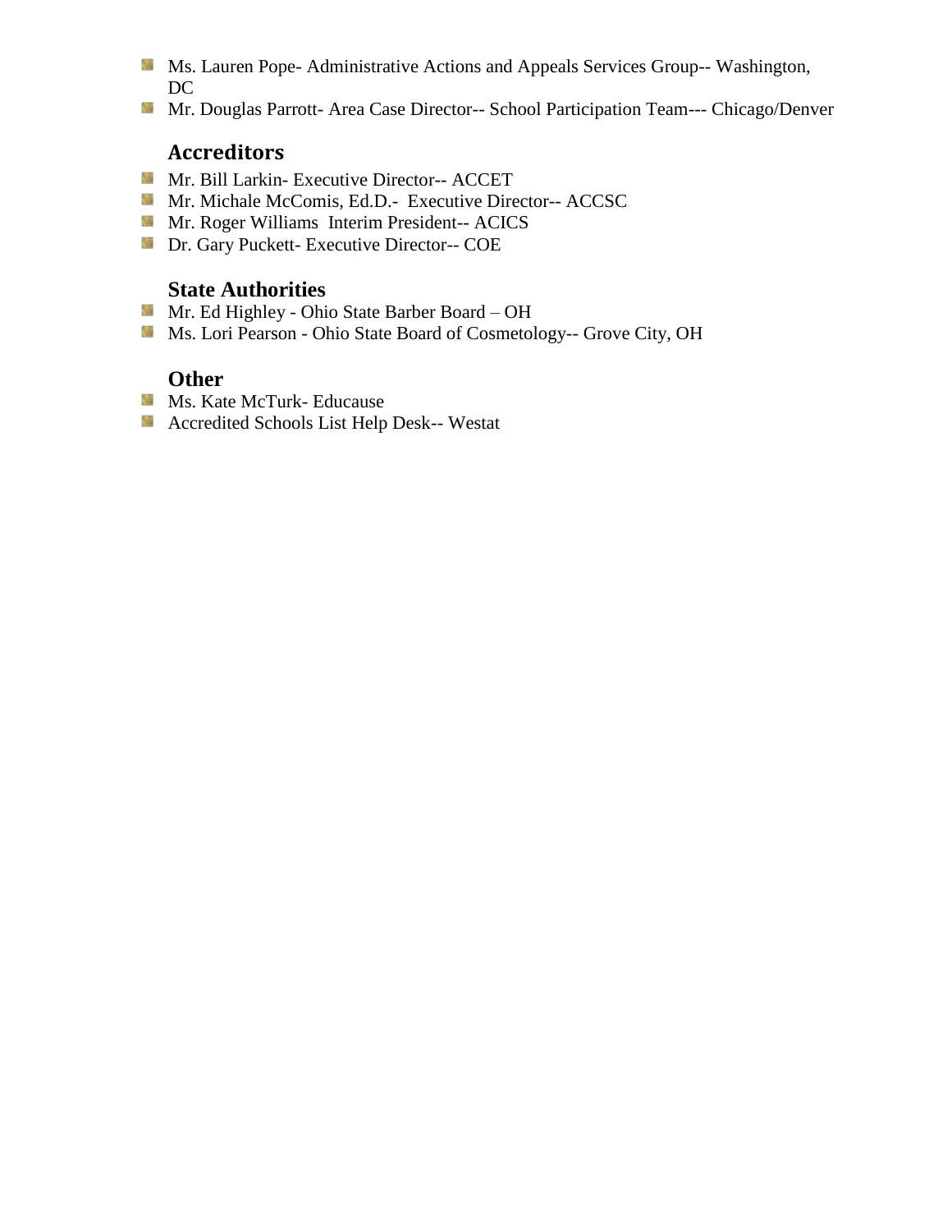- Ms. Lauren Pope- Administrative Actions and Appeals Services Group-- Washington, DC
- Mr. Douglas Parrott- Area Case Director-- School Participation Team--- Chicago/Denver

### Accreditors

- Mr. Bill Larkin- Executive Director-- ACCET
- Mr. Michale McComis, Ed.D.- Executive Director-- ACCSC
- Mr. Roger Williams Interim President-- ACICS
- Dr. Gary Puckett- Executive Director-- COE

### State Authorities

- Mr. Ed Highley - Ohio State Barber Board – OH
- Ms. Lori Pearson - Ohio State Board of Cosmetology-- Grove City, OH

### Other

- Ms. Kate McTurk- Educause
- Accredited Schools List Help Desk-- Westat